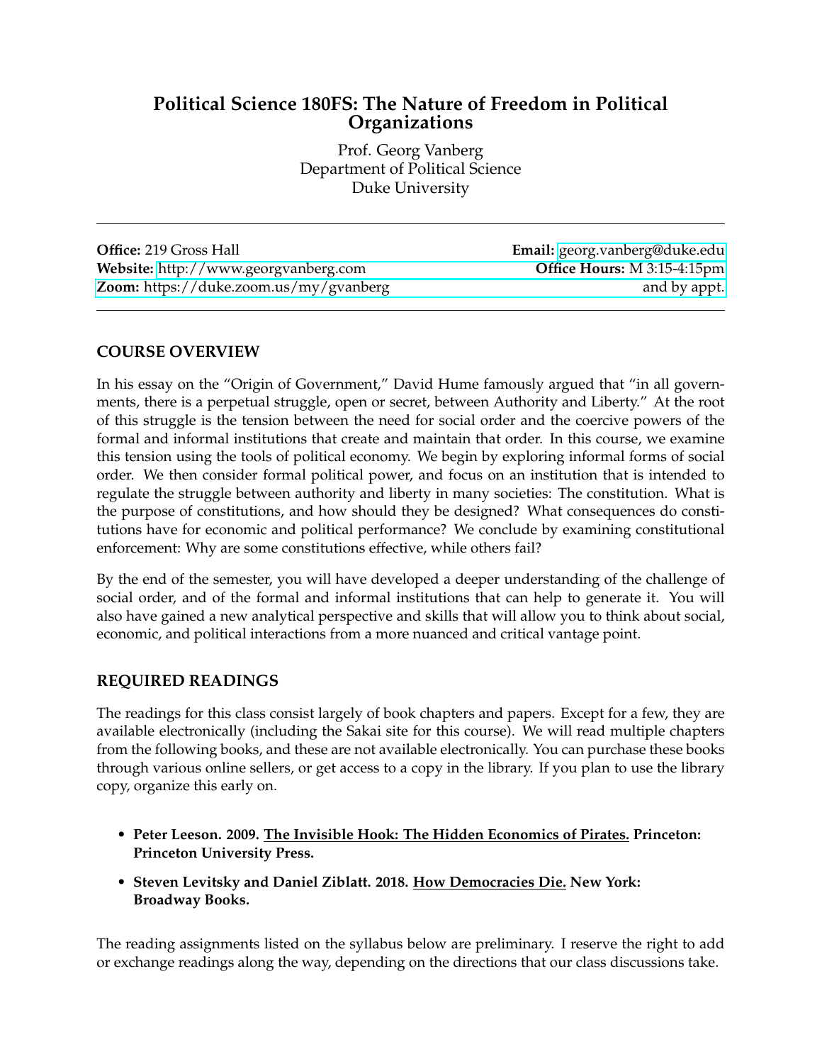# Political Science 180FS: The Nature of Freedom in Political Organizations

Prof. Georg Vanberg
Department of Political Science
Duke University

| | |
|---|---|
| **Office:** 219 Gross Hall | **Email:** georg.vanberg@duke.edu |
| **Website:** http://www.georgvanberg.com | **Office Hours:** M 3:15-4:15pm |
| **Zoom:** https://duke.zoom.us/my/gvanberg | and by appt. |

## COURSE OVERVIEW

In his essay on the "Origin of Government," David Hume famously argued that "in all governments, there is a perpetual struggle, open or secret, between Authority and Liberty." At the root of this struggle is the tension between the need for social order and the coercive powers of the formal and informal institutions that create and maintain that order. In this course, we examine this tension using the tools of political economy. We begin by exploring informal forms of social order. We then consider formal political power, and focus on an institution that is intended to regulate the struggle between authority and liberty in many societies: The constitution. What is the purpose of constitutions, and how should they be designed? What consequences do constitutions have for economic and political performance? We conclude by examining constitutional enforcement: Why are some constitutions effective, while others fail?

By the end of the semester, you will have developed a deeper understanding of the challenge of social order, and of the formal and informal institutions that can help to generate it. You will also have gained a new analytical perspective and skills that will allow you to think about social, economic, and political interactions from a more nuanced and critical vantage point.

## REQUIRED READINGS

The readings for this class consist largely of book chapters and papers. Except for a few, they are available electronically (including the Sakai site for this course). We will read multiple chapters from the following books, and these are not available electronically. You can purchase these books through various online sellers, or get access to a copy in the library. If you plan to use the library copy, organize this early on.

- **Peter Leeson. 2009. The Invisible Hook: The Hidden Economics of Pirates. Princeton: Princeton University Press.**
- **Steven Levitsky and Daniel Ziblatt. 2018. How Democracies Die. New York: Broadway Books.**

The reading assignments listed on the syllabus below are preliminary. I reserve the right to add or exchange readings along the way, depending on the directions that our class discussions take.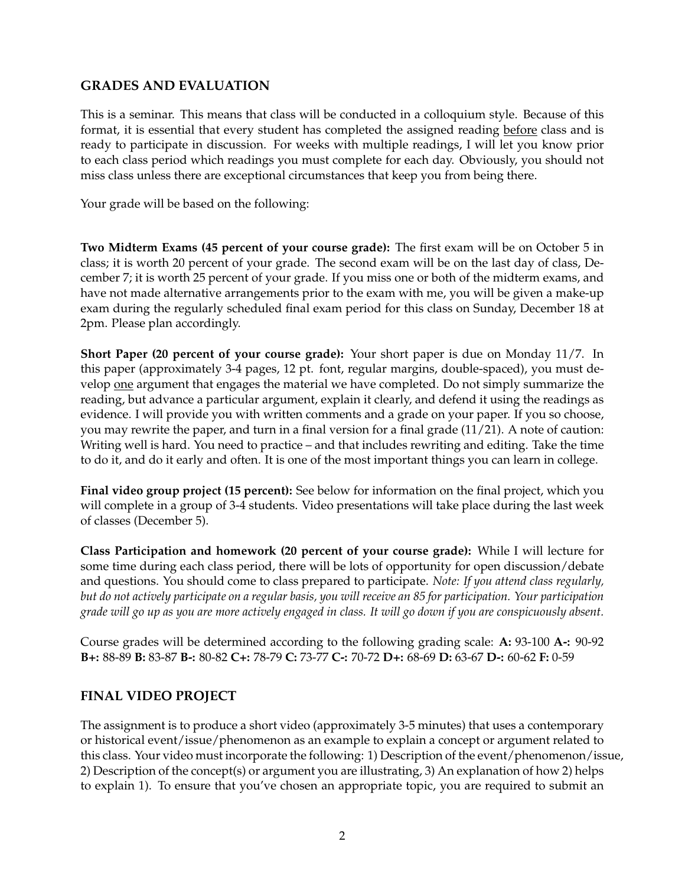## GRADES AND EVALUATION

This is a seminar. This means that class will be conducted in a colloquium style. Because of this format, it is essential that every student has completed the assigned reading <u>before</u> class and is ready to participate in discussion. For weeks with multiple readings, I will let you know prior to each class period which readings you must complete for each day. Obviously, you should not miss class unless there are exceptional circumstances that keep you from being there.

Your grade will be based on the following:

**Two Midterm Exams (45 percent of your course grade):** The first exam will be on October 5 in class; it is worth 20 percent of your grade. The second exam will be on the last day of class, December 7; it is worth 25 percent of your grade. If you miss one or both of the midterm exams, and have not made alternative arrangements prior to the exam with me, you will be given a make-up exam during the regularly scheduled final exam period for this class on Sunday, December 18 at 2pm. Please plan accordingly.

**Short Paper (20 percent of your course grade):** Your short paper is due on Monday 11/7. In this paper (approximately 3-4 pages, 12 pt. font, regular margins, double-spaced), you must develop <u>one</u> argument that engages the material we have completed. Do not simply summarize the reading, but advance a particular argument, explain it clearly, and defend it using the readings as evidence. I will provide you with written comments and a grade on your paper. If you so choose, you may rewrite the paper, and turn in a final version for a final grade (11/21). A note of caution: Writing well is hard. You need to practice – and that includes rewriting and editing. Take the time to do it, and do it early and often. It is one of the most important things you can learn in college.

**Final video group project (15 percent):** See below for information on the final project, which you will complete in a group of 3-4 students. Video presentations will take place during the last week of classes (December 5).

**Class Participation and homework (20 percent of your course grade):** While I will lecture for some time during each class period, there will be lots of opportunity for open discussion/debate and questions. You should come to class prepared to participate. *Note: If you attend class regularly, but do not actively participate on a regular basis, you will receive an 85 for participation. Your participation grade will go up as you are more actively engaged in class. It will go down if you are conspicuously absent.*

Course grades will be determined according to the following grading scale: **A:** 93-100 **A-:** 90-92 **B+:** 88-89 **B:** 83-87 **B-:** 80-82 **C+:** 78-79 **C:** 73-77 **C-:** 70-72 **D+:** 68-69 **D:** 63-67 **D-:** 60-62 **F:** 0-59

## FINAL VIDEO PROJECT

The assignment is to produce a short video (approximately 3-5 minutes) that uses a contemporary or historical event/issue/phenomenon as an example to explain a concept or argument related to this class. Your video must incorporate the following: 1) Description of the event/phenomenon/issue, 2) Description of the concept(s) or argument you are illustrating, 3) An explanation of how 2) helps to explain 1). To ensure that you've chosen an appropriate topic, you are required to submit an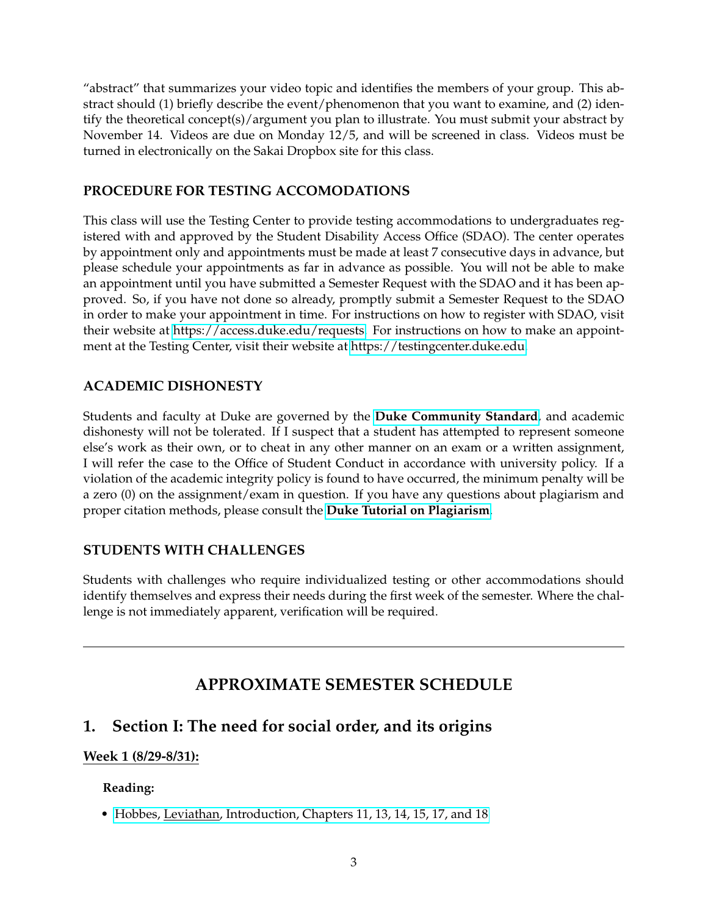"abstract" that summarizes your video topic and identifies the members of your group. This abstract should (1) briefly describe the event/phenomenon that you want to examine, and (2) identify the theoretical concept(s)/argument you plan to illustrate. You must submit your abstract by November 14. Videos are due on Monday 12/5, and will be screened in class. Videos must be turned in electronically on the Sakai Dropbox site for this class.

### PROCEDURE FOR TESTING ACCOMODATIONS

This class will use the Testing Center to provide testing accommodations to undergraduates registered with and approved by the Student Disability Access Office (SDAO). The center operates by appointment only and appointments must be made at least 7 consecutive days in advance, but please schedule your appointments as far in advance as possible. You will not be able to make an appointment until you have submitted a Semester Request with the SDAO and it has been approved. So, if you have not done so already, promptly submit a Semester Request to the SDAO in order to make your appointment in time. For instructions on how to register with SDAO, visit their website at https://access.duke.edu/requests. For instructions on how to make an appointment at the Testing Center, visit their website at https://testingcenter.duke.edu.

### ACADEMIC DISHONESTY

Students and faculty at Duke are governed by the **Duke Community Standard**, and academic dishonesty will not be tolerated. If I suspect that a student has attempted to represent someone else's work as their own, or to cheat in any other manner on an exam or a written assignment, I will refer the case to the Office of Student Conduct in accordance with university policy. If a violation of the academic integrity policy is found to have occurred, the minimum penalty will be a zero (0) on the assignment/exam in question. If you have any questions about plagiarism and proper citation methods, please consult the **Duke Tutorial on Plagiarism**.

### STUDENTS WITH CHALLENGES

Students with challenges who require individualized testing or other accommodations should identify themselves and express their needs during the first week of the semester. Where the challenge is not immediately apparent, verification will be required.

---

## APPROXIMATE SEMESTER SCHEDULE

## 1. Section I: The need for social order, and its origins

**Week 1 (8/29-8/31):**

**Reading:**

- Hobbes, Leviathan, Introduction, Chapters 11, 13, 14, 15, 17, and 18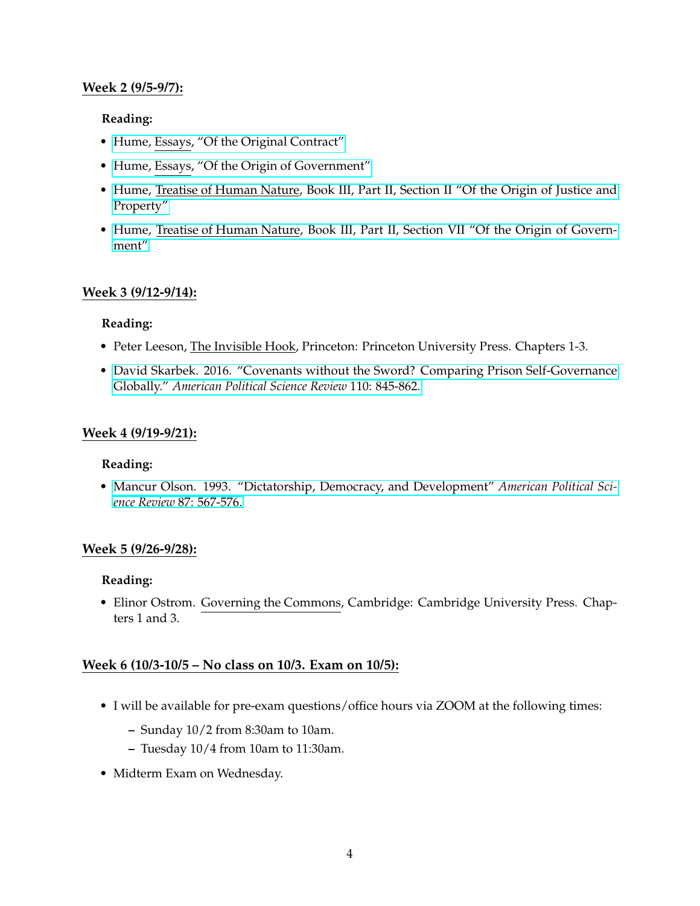**Week 2 (9/5-9/7):**

**Reading:**

- Hume, Essays, "Of the Original Contract"
- Hume, Essays, "Of the Origin of Government"
- Hume, Treatise of Human Nature, Book III, Part II, Section II "Of the Origin of Justice and Property"
- Hume, Treatise of Human Nature, Book III, Part II, Section VII "Of the Origin of Government"

**Week 3 (9/12-9/14):**

**Reading:**

- Peter Leeson, The Invisible Hook, Princeton: Princeton University Press. Chapters 1-3.
- David Skarbek. 2016. "Covenants without the Sword? Comparing Prison Self-Governance Globally." *American Political Science Review* 110: 845-862.

**Week 4 (9/19-9/21):**

**Reading:**

- Mancur Olson. 1993. "Dictatorship, Democracy, and Development" *American Political Science Review* 87: 567-576.

**Week 5 (9/26-9/28):**

**Reading:**

- Elinor Ostrom. Governing the Commons, Cambridge: Cambridge University Press. Chapters 1 and 3.

**Week 6 (10/3-10/5 – No class on 10/3. Exam on 10/5):**

- I will be available for pre-exam questions/office hours via ZOOM at the following times:
  - Sunday 10/2 from 8:30am to 10am.
  - Tuesday 10/4 from 10am to 11:30am.
- Midterm Exam on Wednesday.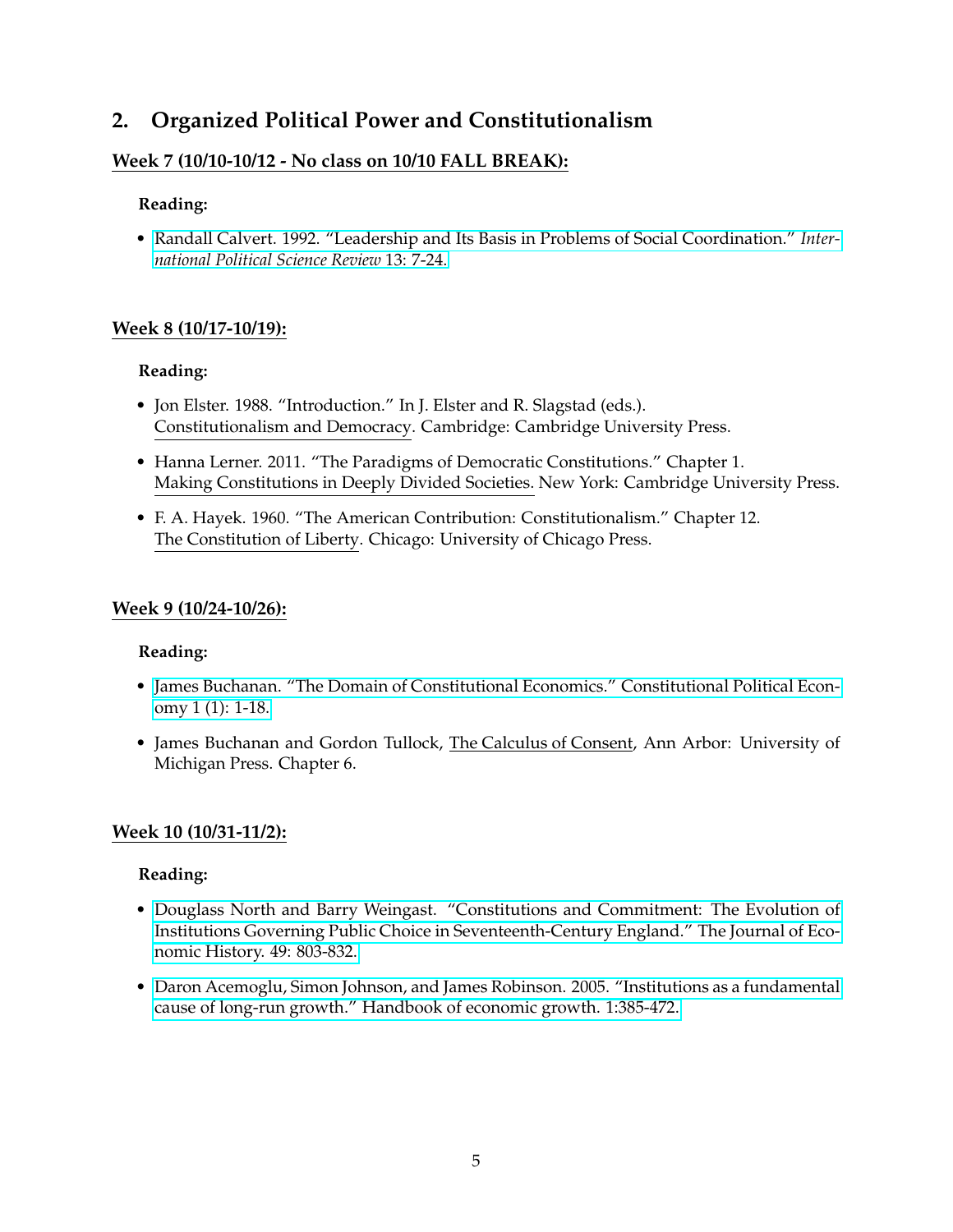## 2. Organized Political Power and Constitutionalism

### Week 7 (10/10-10/12 - No class on 10/10 FALL BREAK):

**Reading:**

- Randall Calvert. 1992. "Leadership and Its Basis in Problems of Social Coordination." *International Political Science Review* 13: 7-24.

### Week 8 (10/17-10/19):

**Reading:**

- Jon Elster. 1988. "Introduction." In J. Elster and R. Slagstad (eds.). Constitutionalism and Democracy. Cambridge: Cambridge University Press.
- Hanna Lerner. 2011. "The Paradigms of Democratic Constitutions." Chapter 1. Making Constitutions in Deeply Divided Societies. New York: Cambridge University Press.
- F. A. Hayek. 1960. "The American Contribution: Constitutionalism." Chapter 12. The Constitution of Liberty. Chicago: University of Chicago Press.

### Week 9 (10/24-10/26):

**Reading:**

- James Buchanan. "The Domain of Constitutional Economics." Constitutional Political Economy 1 (1): 1-18.
- James Buchanan and Gordon Tullock, The Calculus of Consent, Ann Arbor: University of Michigan Press. Chapter 6.

### Week 10 (10/31-11/2):

**Reading:**

- Douglass North and Barry Weingast. "Constitutions and Commitment: The Evolution of Institutions Governing Public Choice in Seventeenth-Century England." The Journal of Economic History. 49: 803-832.
- Daron Acemoglu, Simon Johnson, and James Robinson. 2005. "Institutions as a fundamental cause of long-run growth." Handbook of economic growth. 1:385-472.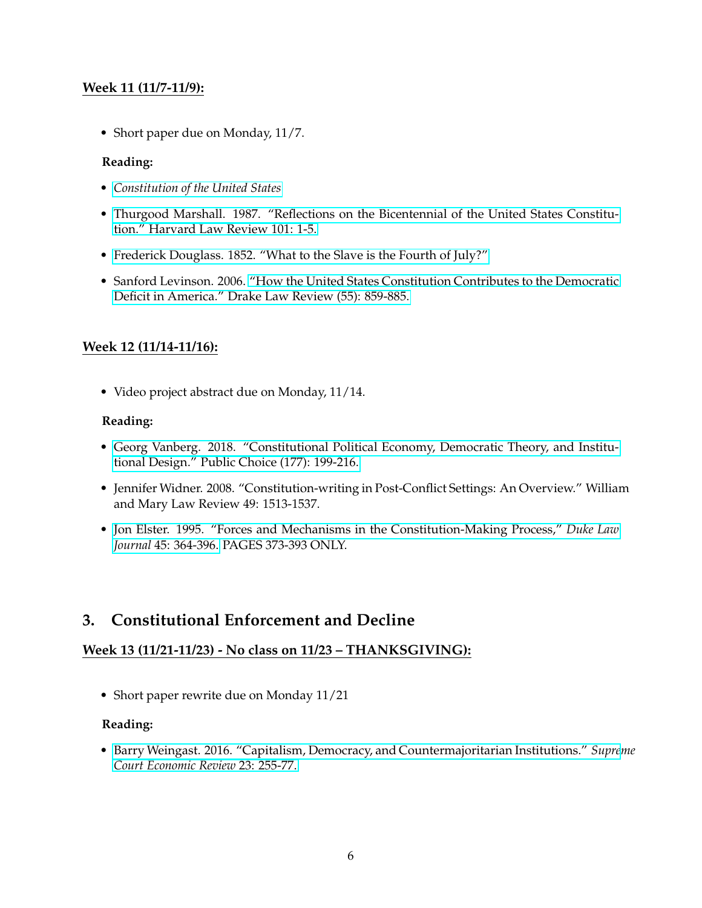**Week 11 (11/7-11/9):**

- Short paper due on Monday, 11/7.

**Reading:**

- *Constitution of the United States*
- Thurgood Marshall. 1987. "Reflections on the Bicentennial of the United States Constitution." Harvard Law Review 101: 1-5.
- Frederick Douglass. 1852. "What to the Slave is the Fourth of July?"
- Sanford Levinson. 2006. "How the United States Constitution Contributes to the Democratic Deficit in America." Drake Law Review (55): 859-885.

**Week 12 (11/14-11/16):**

- Video project abstract due on Monday, 11/14.

**Reading:**

- Georg Vanberg. 2018. "Constitutional Political Economy, Democratic Theory, and Institutional Design." Public Choice (177): 199-216.
- Jennifer Widner. 2008. "Constitution-writing in Post-Conflict Settings: An Overview." William and Mary Law Review 49: 1513-1537.
- Jon Elster. 1995. "Forces and Mechanisms in the Constitution-Making Process," *Duke Law Journal* 45: 364-396. PAGES 373-393 ONLY.

## 3. Constitutional Enforcement and Decline

**Week 13 (11/21-11/23) - No class on 11/23 – THANKSGIVING):**

- Short paper rewrite due on Monday 11/21

**Reading:**

- Barry Weingast. 2016. "Capitalism, Democracy, and Countermajoritarian Institutions." *Supreme Court Economic Review* 23: 255-77.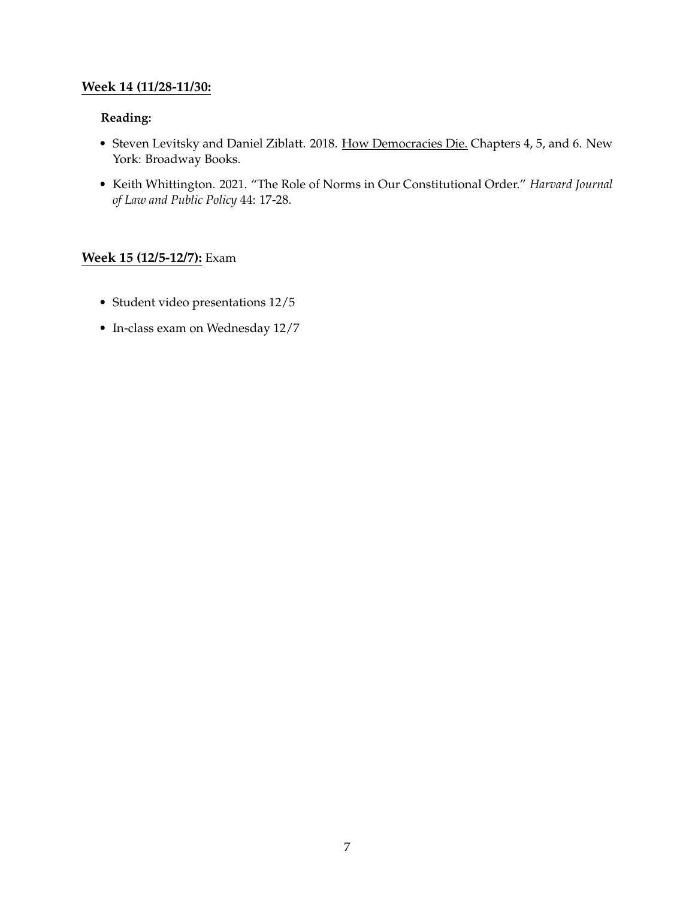**Week 14 (11/28-11/30:**

**Reading:**

- Steven Levitsky and Daniel Ziblatt. 2018. How Democracies Die. Chapters 4, 5, and 6. New York: Broadway Books.
- Keith Whittington. 2021. "The Role of Norms in Our Constitutional Order." *Harvard Journal of Law and Public Policy* 44: 17-28.

**Week 15 (12/5-12/7):** Exam

- Student video presentations 12/5
- In-class exam on Wednesday 12/7